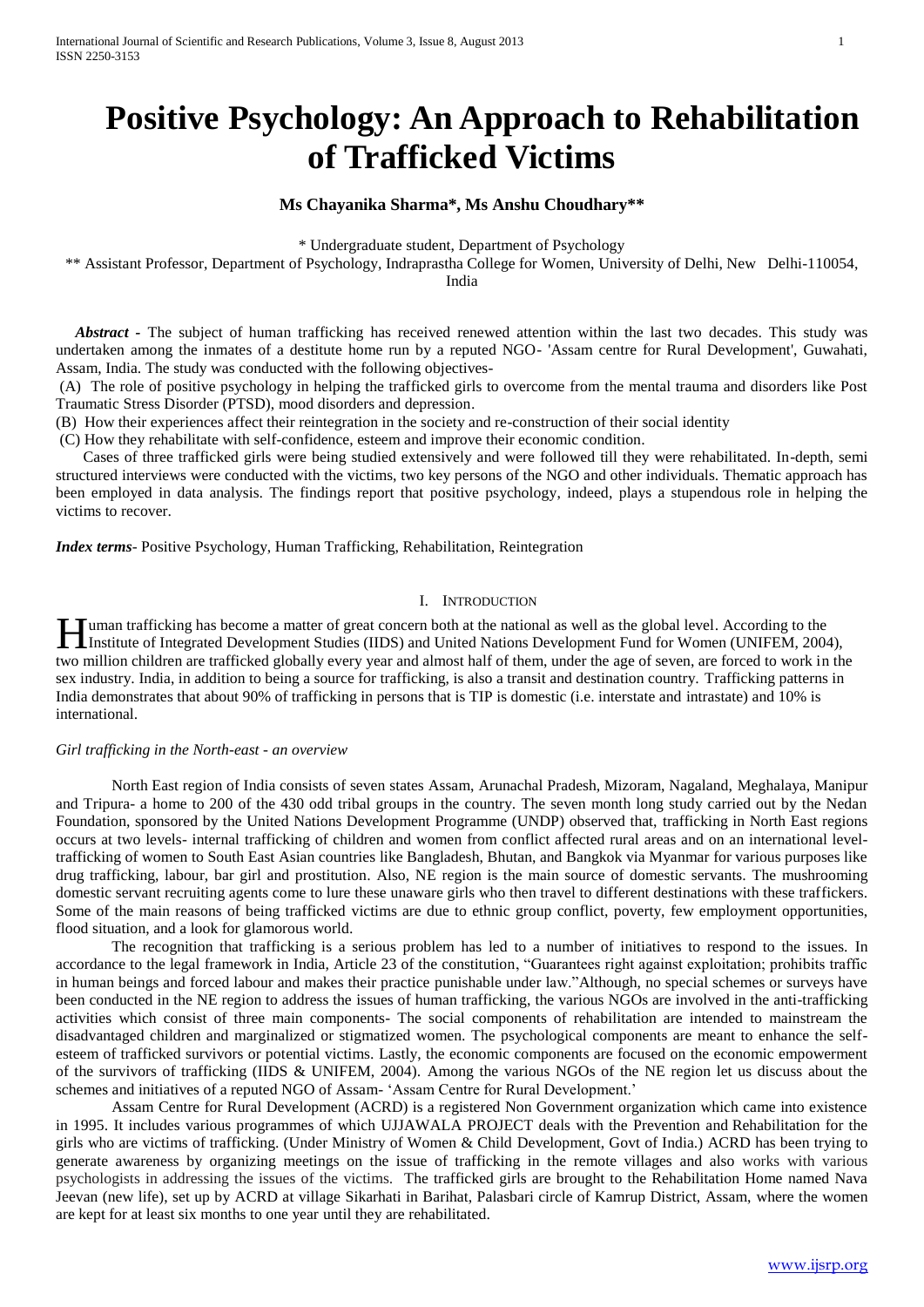# Positive Psychology: An Approach to Rehabilitation of Trafficked Victims

**Ms Chayanika Sharma\*, Ms Anshu Choudhary\*\***

\* Undergraduate student, Department of Psychology

\*\* Assistant Professor, Department of Psychology, Indraprastha College for Women, University of Delhi, New Delhi-110054, India

***Abstract*** - The subject of human trafficking has received renewed attention within the last two decades. This study was undertaken among the inmates of a destitute home run by a reputed NGO- 'Assam centre for Rural Development', Guwahati, Assam, India. The study was conducted with the following objectives-

(A) The role of positive psychology in helping the trafficked girls to overcome from the mental trauma and disorders like Post Traumatic Stress Disorder (PTSD), mood disorders and depression.

(B) How their experiences affect their reintegration in the society and re-construction of their social identity

(C) How they rehabilitate with self-confidence, esteem and improve their economic condition.

Cases of three trafficked girls were being studied extensively and were followed till they were rehabilitated. In-depth, semi structured interviews were conducted with the victims, two key persons of the NGO and other individuals. Thematic approach has been employed in data analysis. The findings report that positive psychology, indeed, plays a stupendous role in helping the victims to recover.

***Index terms***- Positive Psychology, Human Trafficking, Rehabilitation, Reintegration

## I. Introduction

Human trafficking has become a matter of great concern both at the national as well as the global level. According to the Institute of Integrated Development Studies (IIDS) and United Nations Development Fund for Women (UNIFEM, 2004), two million children are trafficked globally every year and almost half of them, under the age of seven, are forced to work in the sex industry. India, in addition to being a source for trafficking, is also a transit and destination country. Trafficking patterns in India demonstrates that about 90% of trafficking in persons that is TIP is domestic (i.e. interstate and intrastate) and 10% is international.

### *Girl trafficking in the North-east - an overview*

North East region of India consists of seven states Assam, Arunachal Pradesh, Mizoram, Nagaland, Meghalaya, Manipur and Tripura- a home to 200 of the 430 odd tribal groups in the country. The seven month long study carried out by the Nedan Foundation, sponsored by the United Nations Development Programme (UNDP) observed that, trafficking in North East regions occurs at two levels- internal trafficking of children and women from conflict affected rural areas and on an international level-trafficking of women to South East Asian countries like Bangladesh, Bhutan, and Bangkok via Myanmar for various purposes like drug trafficking, labour, bar girl and prostitution. Also, NE region is the main source of domestic servants. The mushrooming domestic servant recruiting agents come to lure these unaware girls who then travel to different destinations with these traffickers. Some of the main reasons of being trafficked victims are due to ethnic group conflict, poverty, few employment opportunities, flood situation, and a look for glamorous world.

The recognition that trafficking is a serious problem has led to a number of initiatives to respond to the issues. In accordance to the legal framework in India, Article 23 of the constitution, "Guarantees right against exploitation; prohibits traffic in human beings and forced labour and makes their practice punishable under law."Although, no special schemes or surveys have been conducted in the NE region to address the issues of human trafficking, the various NGOs are involved in the anti-trafficking activities which consist of three main components- The social components of rehabilitation are intended to mainstream the disadvantaged children and marginalized or stigmatized women. The psychological components are meant to enhance the self-esteem of trafficked survivors or potential victims. Lastly, the economic components are focused on the economic empowerment of the survivors of trafficking (IIDS & UNIFEM, 2004). Among the various NGOs of the NE region let us discuss about the schemes and initiatives of a reputed NGO of Assam- 'Assam Centre for Rural Development.'

Assam Centre for Rural Development (ACRD) is a registered Non Government organization which came into existence in 1995. It includes various programmes of which UJJAWALA PROJECT deals with the Prevention and Rehabilitation for the girls who are victims of trafficking. (Under Ministry of Women & Child Development, Govt of India.) ACRD has been trying to generate awareness by organizing meetings on the issue of trafficking in the remote villages and also works with various psychologists in addressing the issues of the victims. The trafficked girls are brought to the Rehabilitation Home named Nava Jeevan (new life), set up by ACRD at village Sikarhati in Barihat, Palasbari circle of Kamrup District, Assam, where the women are kept for at least six months to one year until they are rehabilitated.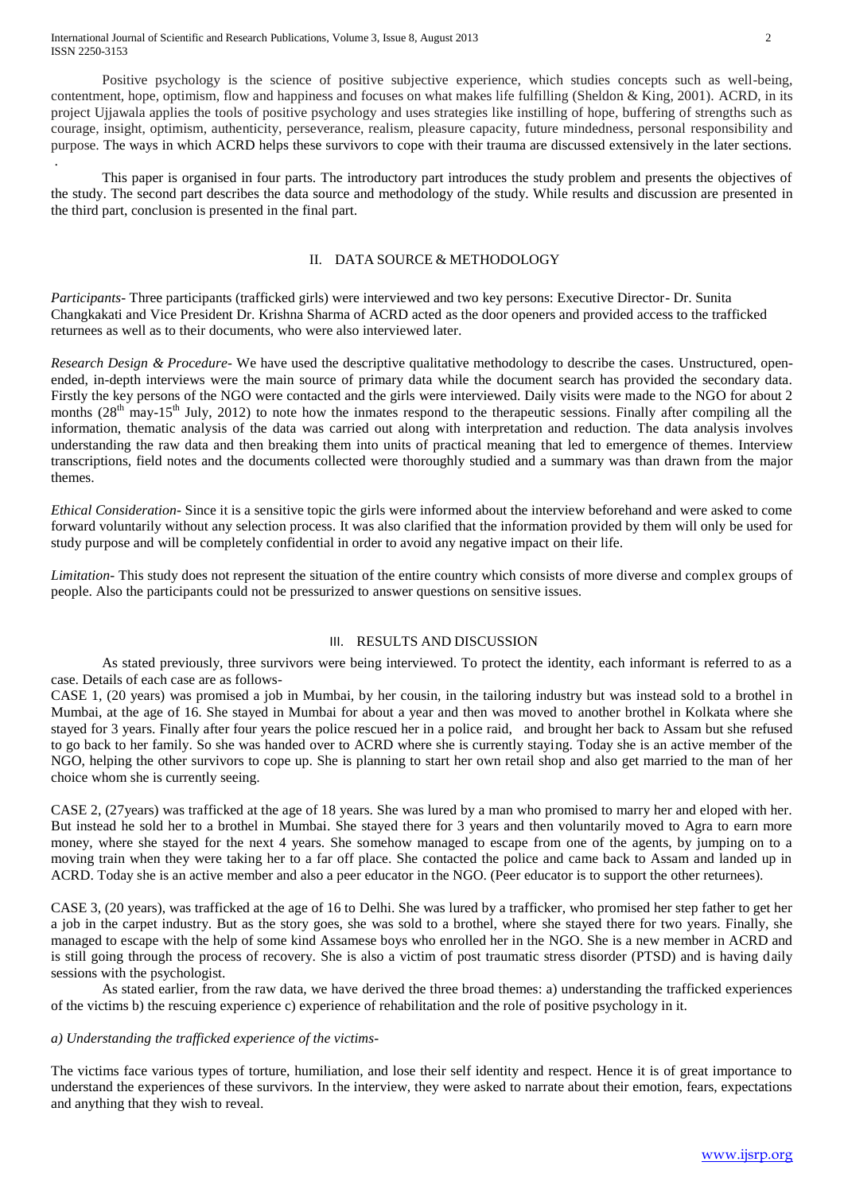Positive psychology is the science of positive subjective experience, which studies concepts such as well-being, contentment, hope, optimism, flow and happiness and focuses on what makes life fulfilling (Sheldon & King, 2001). ACRD, in its project Ujjawala applies the tools of positive psychology and uses strategies like instilling of hope, buffering of strengths such as courage, insight, optimism, authenticity, perseverance, realism, pleasure capacity, future mindedness, personal responsibility and purpose. The ways in which ACRD helps these survivors to cope with their trauma are discussed extensively in the later sections.

This paper is organised in four parts. The introductory part introduces the study problem and presents the objectives of the study. The second part describes the data source and methodology of the study. While results and discussion are presented in the third part, conclusion is presented in the final part.

## II. DATA SOURCE & METHODOLOGY

*Participants*- Three participants (trafficked girls) were interviewed and two key persons: Executive Director- Dr. Sunita Changkakati and Vice President Dr. Krishna Sharma of ACRD acted as the door openers and provided access to the trafficked returnees as well as to their documents, who were also interviewed later.

*Research Design & Procedure*- We have used the descriptive qualitative methodology to describe the cases. Unstructured, open-ended, in-depth interviews were the main source of primary data while the document search has provided the secondary data. Firstly the key persons of the NGO were contacted and the girls were interviewed. Daily visits were made to the NGO for about 2 months (28th may-15th July, 2012) to note how the inmates respond to the therapeutic sessions. Finally after compiling all the information, thematic analysis of the data was carried out along with interpretation and reduction. The data analysis involves understanding the raw data and then breaking them into units of practical meaning that led to emergence of themes. Interview transcriptions, field notes and the documents collected were thoroughly studied and a summary was than drawn from the major themes.

*Ethical Consideration*- Since it is a sensitive topic the girls were informed about the interview beforehand and were asked to come forward voluntarily without any selection process. It was also clarified that the information provided by them will only be used for study purpose and will be completely confidential in order to avoid any negative impact on their life.

*Limitation*- This study does not represent the situation of the entire country which consists of more diverse and complex groups of people. Also the participants could not be pressurized to answer questions on sensitive issues.

## III. RESULTS AND DISCUSSION

As stated previously, three survivors were being interviewed. To protect the identity, each informant is referred to as a case. Details of each case are as follows-

CASE 1, (20 years) was promised a job in Mumbai, by her cousin, in the tailoring industry but was instead sold to a brothel in Mumbai, at the age of 16. She stayed in Mumbai for about a year and then was moved to another brothel in Kolkata where she stayed for 3 years. Finally after four years the police rescued her in a police raid, and brought her back to Assam but she refused to go back to her family. So she was handed over to ACRD where she is currently staying. Today she is an active member of the NGO, helping the other survivors to cope up. She is planning to start her own retail shop and also get married to the man of her choice whom she is currently seeing.

CASE 2, (27years) was trafficked at the age of 18 years. She was lured by a man who promised to marry her and eloped with her. But instead he sold her to a brothel in Mumbai. She stayed there for 3 years and then voluntarily moved to Agra to earn more money, where she stayed for the next 4 years. She somehow managed to escape from one of the agents, by jumping on to a moving train when they were taking her to a far off place. She contacted the police and came back to Assam and landed up in ACRD. Today she is an active member and also a peer educator in the NGO. (Peer educator is to support the other returnees).

CASE 3, (20 years), was trafficked at the age of 16 to Delhi. She was lured by a trafficker, who promised her step father to get her a job in the carpet industry. But as the story goes, she was sold to a brothel, where she stayed there for two years. Finally, she managed to escape with the help of some kind Assamese boys who enrolled her in the NGO. She is a new member in ACRD and is still going through the process of recovery. She is also a victim of post traumatic stress disorder (PTSD) and is having daily sessions with the psychologist.

As stated earlier, from the raw data, we have derived the three broad themes: a) understanding the trafficked experiences of the victims b) the rescuing experience c) experience of rehabilitation and the role of positive psychology in it.

*a) Understanding the trafficked experience of the victims-*

The victims face various types of torture, humiliation, and lose their self identity and respect. Hence it is of great importance to understand the experiences of these survivors. In the interview, they were asked to narrate about their emotion, fears, expectations and anything that they wish to reveal.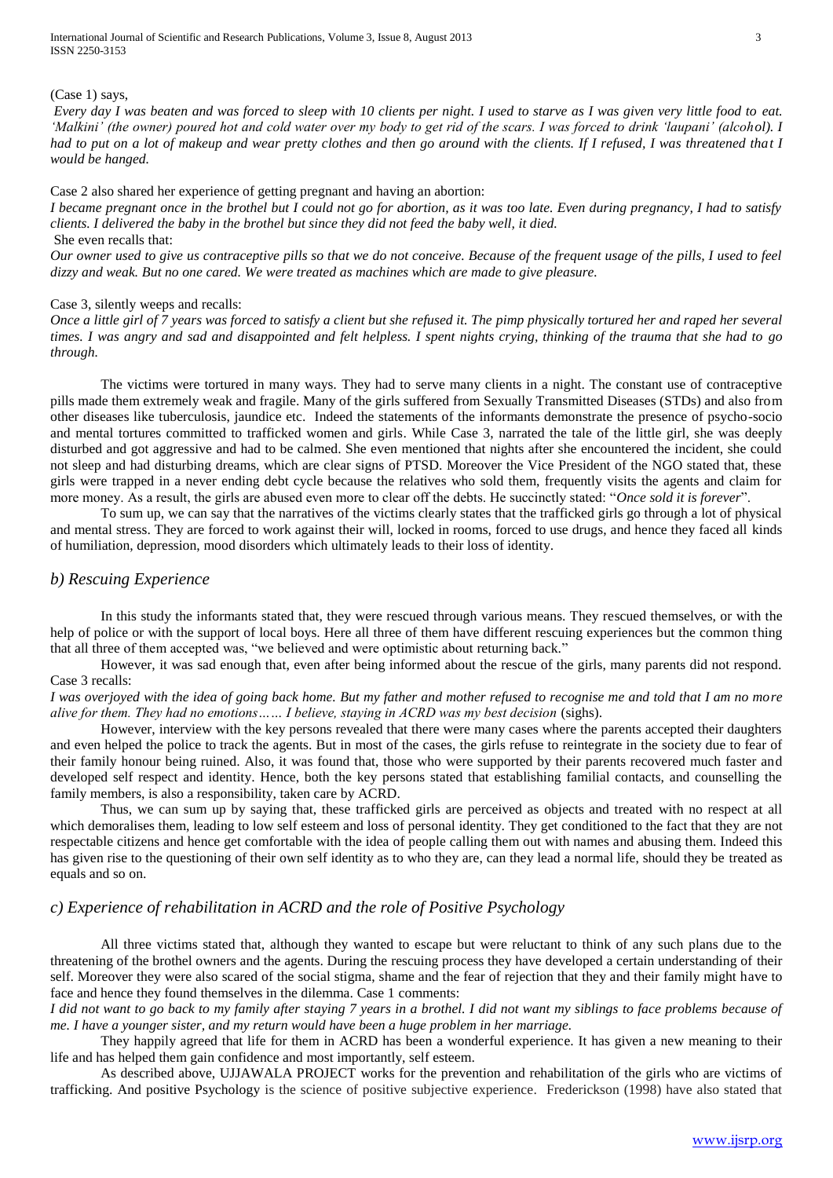(Case 1) says,

*Every day I was beaten and was forced to sleep with 10 clients per night. I used to starve as I was given very little food to eat. 'Malkini' (the owner) poured hot and cold water over my body to get rid of the scars. I was forced to drink 'laupani' (alcohol). I had to put on a lot of makeup and wear pretty clothes and then go around with the clients. If I refused, I was threatened that I would be hanged.*

Case 2 also shared her experience of getting pregnant and having an abortion:

*I became pregnant once in the brothel but I could not go for abortion, as it was too late. Even during pregnancy, I had to satisfy clients. I delivered the baby in the brothel but since they did not feed the baby well, it died.*

She even recalls that:

*Our owner used to give us contraceptive pills so that we do not conceive. Because of the frequent usage of the pills, I used to feel dizzy and weak. But no one cared. We were treated as machines which are made to give pleasure.*

Case 3, silently weeps and recalls:

*Once a little girl of 7 years was forced to satisfy a client but she refused it. The pimp physically tortured her and raped her several times. I was angry and sad and disappointed and felt helpless. I spent nights crying, thinking of the trauma that she had to go through.*

The victims were tortured in many ways. They had to serve many clients in a night. The constant use of contraceptive pills made them extremely weak and fragile. Many of the girls suffered from Sexually Transmitted Diseases (STDs) and also from other diseases like tuberculosis, jaundice etc. Indeed the statements of the informants demonstrate the presence of psycho-socio and mental tortures committed to trafficked women and girls. While Case 3, narrated the tale of the little girl, she was deeply disturbed and got aggressive and had to be calmed. She even mentioned that nights after she encountered the incident, she could not sleep and had disturbing dreams, which are clear signs of PTSD. Moreover the Vice President of the NGO stated that, these girls were trapped in a never ending debt cycle because the relatives who sold them, frequently visits the agents and claim for more money. As a result, the girls are abused even more to clear off the debts. He succinctly stated: "*Once sold it is forever*".

To sum up, we can say that the narratives of the victims clearly states that the trafficked girls go through a lot of physical and mental stress. They are forced to work against their will, locked in rooms, forced to use drugs, and hence they faced all kinds of humiliation, depression, mood disorders which ultimately leads to their loss of identity.

### *b) Rescuing Experience*

In this study the informants stated that, they were rescued through various means. They rescued themselves, or with the help of police or with the support of local boys. Here all three of them have different rescuing experiences but the common thing that all three of them accepted was, "we believed and were optimistic about returning back."

However, it was sad enough that, even after being informed about the rescue of the girls, many parents did not respond. Case 3 recalls:

*I was overjoyed with the idea of going back home. But my father and mother refused to recognise me and told that I am no more alive for them. They had no emotions…… I believe, staying in ACRD was my best decision* (sighs).

However, interview with the key persons revealed that there were many cases where the parents accepted their daughters and even helped the police to track the agents. But in most of the cases, the girls refuse to reintegrate in the society due to fear of their family honour being ruined. Also, it was found that, those who were supported by their parents recovered much faster and developed self respect and identity. Hence, both the key persons stated that establishing familial contacts, and counselling the family members, is also a responsibility, taken care by ACRD.

Thus, we can sum up by saying that, these trafficked girls are perceived as objects and treated with no respect at all which demoralises them, leading to low self esteem and loss of personal identity. They get conditioned to the fact that they are not respectable citizens and hence get comfortable with the idea of people calling them out with names and abusing them. Indeed this has given rise to the questioning of their own self identity as to who they are, can they lead a normal life, should they be treated as equals and so on.

### *c) Experience of rehabilitation in ACRD and the role of Positive Psychology*

All three victims stated that, although they wanted to escape but were reluctant to think of any such plans due to the threatening of the brothel owners and the agents. During the rescuing process they have developed a certain understanding of their self. Moreover they were also scared of the social stigma, shame and the fear of rejection that they and their family might have to face and hence they found themselves in the dilemma. Case 1 comments:

*I did not want to go back to my family after staying 7 years in a brothel. I did not want my siblings to face problems because of me. I have a younger sister, and my return would have been a huge problem in her marriage.*

They happily agreed that life for them in ACRD has been a wonderful experience. It has given a new meaning to their life and has helped them gain confidence and most importantly, self esteem.

As described above, UJJAWALA PROJECT works for the prevention and rehabilitation of the girls who are victims of trafficking. And positive Psychology is the science of positive subjective experience. Frederickson (1998) have also stated that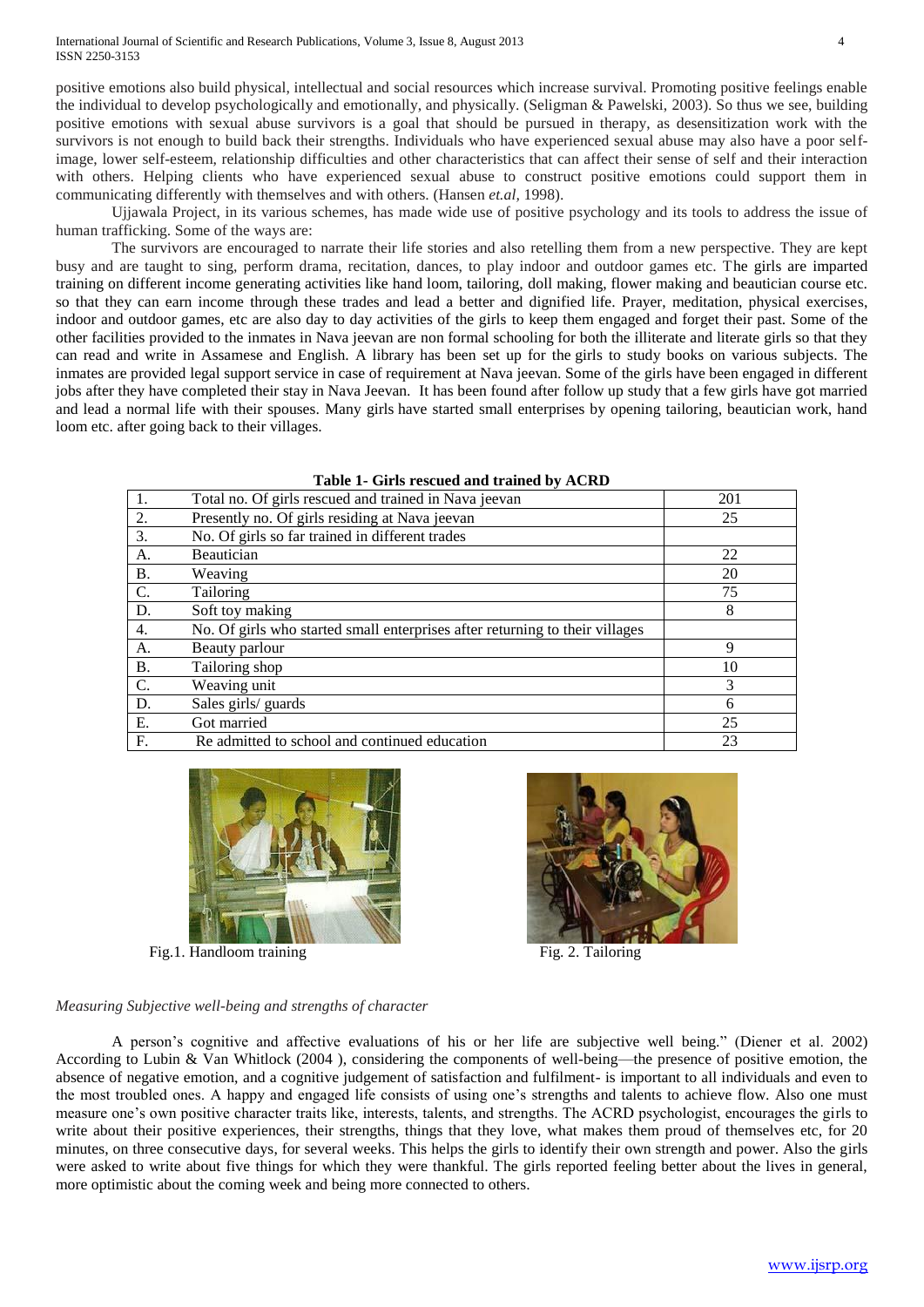positive emotions also build physical, intellectual and social resources which increase survival. Promoting positive feelings enable the individual to develop psychologically and emotionally, and physically. (Seligman & Pawelski, 2003). So thus we see, building positive emotions with sexual abuse survivors is a goal that should be pursued in therapy, as desensitization work with the survivors is not enough to build back their strengths. Individuals who have experienced sexual abuse may also have a poor self-image, lower self-esteem, relationship difficulties and other characteristics that can affect their sense of self and their interaction with others. Helping clients who have experienced sexual abuse to construct positive emotions could support them in communicating differently with themselves and with others. (Hansen *et.al,* 1998).

Ujjawala Project, in its various schemes, has made wide use of positive psychology and its tools to address the issue of human trafficking. Some of the ways are:

The survivors are encouraged to narrate their life stories and also retelling them from a new perspective. They are kept busy and are taught to sing, perform drama, recitation, dances, to play indoor and outdoor games etc. The girls are imparted training on different income generating activities like hand loom, tailoring, doll making, flower making and beautician course etc. so that they can earn income through these trades and lead a better and dignified life. Prayer, meditation, physical exercises, indoor and outdoor games, etc are also day to day activities of the girls to keep them engaged and forget their past. Some of the other facilities provided to the inmates in Nava jeevan are non formal schooling for both the illiterate and literate girls so that they can read and write in Assamese and English. A library has been set up for the girls to study books on various subjects. The inmates are provided legal support service in case of requirement at Nava jeevan. Some of the girls have been engaged in different jobs after they have completed their stay in Nava Jeevan. It has been found after follow up study that a few girls have got married and lead a normal life with their spouses. Many girls have started small enterprises by opening tailoring, beautician work, hand loom etc. after going back to their villages.

**Table 1- Girls rescued and trained by ACRD**

| | | |
|---|---|---|
| 1. | Total no. Of girls rescued and trained in Nava jeevan | 201 |
| 2. | Presently no. Of girls residing at Nava jeevan | 25 |
| 3. | No. Of girls so far trained in different trades | |
| A. | Beautician | 22 |
| B. | Weaving | 20 |
| C. | Tailoring | 75 |
| D. | Soft toy making | 8 |
| 4. | No. Of girls who started small enterprises after returning to their villages | |
| A. | Beauty parlour | 9 |
| B. | Tailoring shop | 10 |
| C. | Weaving unit | 3 |
| D. | Sales girls/ guards | 6 |
| E. | Got married | 25 |
| F. | Re admitted to school and continued education | 23 |

Fig.1. Handloom training

Fig. 2. Tailoring

*Measuring Subjective well-being and strengths of character*

A person's cognitive and affective evaluations of his or her life are subjective well being." (Diener et al. 2002) According to Lubin & Van Whitlock (2004 ), considering the components of well-being—the presence of positive emotion, the absence of negative emotion, and a cognitive judgement of satisfaction and fulfilment- is important to all individuals and even to the most troubled ones. A happy and engaged life consists of using one's strengths and talents to achieve flow. Also one must measure one's own positive character traits like, interests, talents, and strengths. The ACRD psychologist, encourages the girls to write about their positive experiences, their strengths, things that they love, what makes them proud of themselves etc, for 20 minutes, on three consecutive days, for several weeks. This helps the girls to identify their own strength and power. Also the girls were asked to write about five things for which they were thankful. The girls reported feeling better about the lives in general, more optimistic about the coming week and being more connected to others.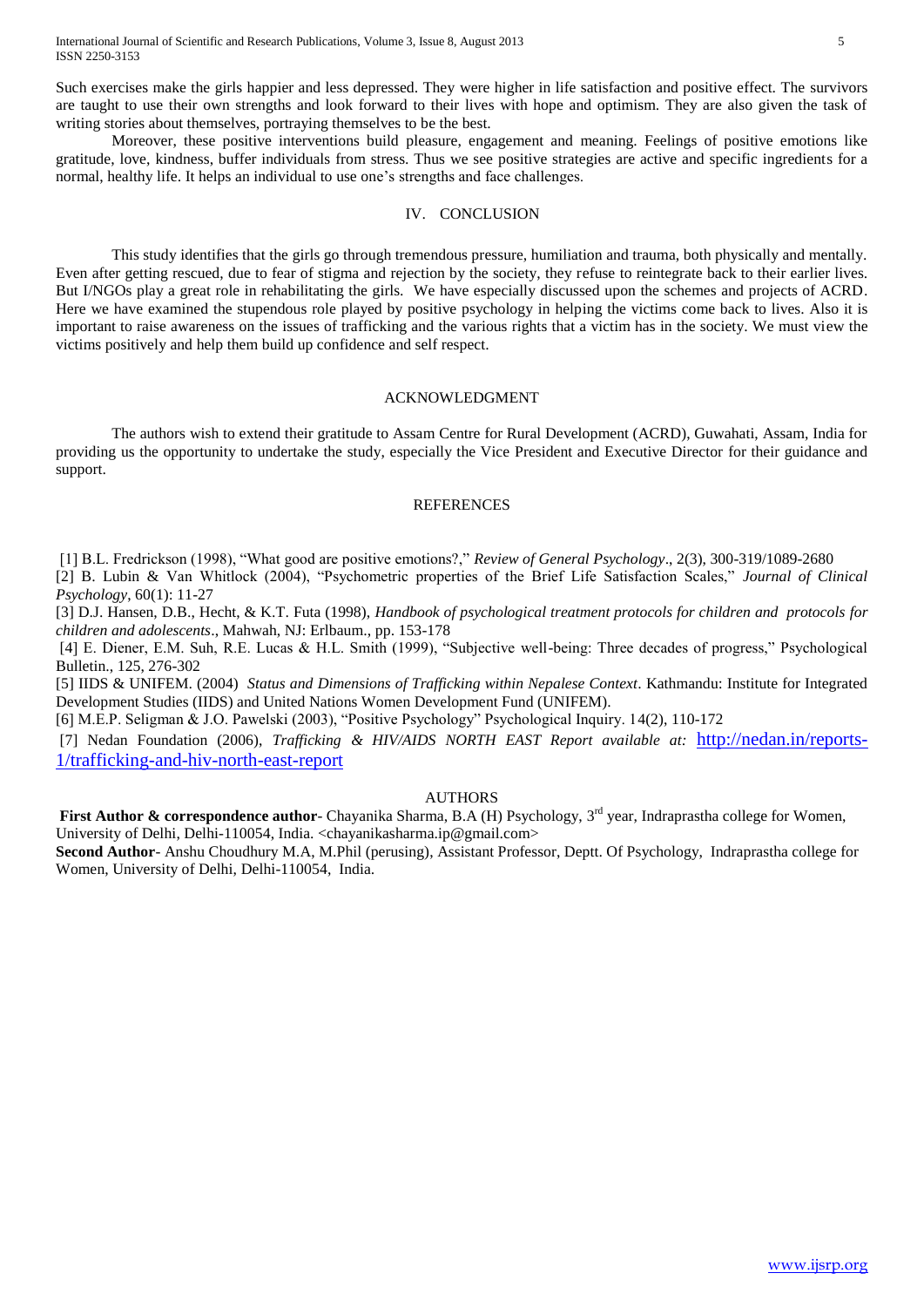Such exercises make the girls happier and less depressed. They were higher in life satisfaction and positive effect. The survivors are taught to use their own strengths and look forward to their lives with hope and optimism. They are also given the task of writing stories about themselves, portraying themselves to be the best.

Moreover, these positive interventions build pleasure, engagement and meaning. Feelings of positive emotions like gratitude, love, kindness, buffer individuals from stress. Thus we see positive strategies are active and specific ingredients for a normal, healthy life. It helps an individual to use one's strengths and face challenges.

## IV. CONCLUSION

This study identifies that the girls go through tremendous pressure, humiliation and trauma, both physically and mentally. Even after getting rescued, due to fear of stigma and rejection by the society, they refuse to reintegrate back to their earlier lives. But I/NGOs play a great role in rehabilitating the girls. We have especially discussed upon the schemes and projects of ACRD. Here we have examined the stupendous role played by positive psychology in helping the victims come back to lives. Also it is important to raise awareness on the issues of trafficking and the various rights that a victim has in the society. We must view the victims positively and help them build up confidence and self respect.

## ACKNOWLEDGMENT

The authors wish to extend their gratitude to Assam Centre for Rural Development (ACRD), Guwahati, Assam, India for providing us the opportunity to undertake the study, especially the Vice President and Executive Director for their guidance and support.

## REFERENCES

[1] B.L. Fredrickson (1998), "What good are positive emotions?," *Review of General Psychology*., 2(3), 300-319/1089-2680

[2] B. Lubin & Van Whitlock (2004), "Psychometric properties of the Brief Life Satisfaction Scales," *Journal of Clinical Psychology*, 60(1): 11-27

[3] D.J. Hansen, D.B., Hecht, & K.T. Futa (1998), *Handbook of psychological treatment protocols for children and protocols for children and adolescents*., Mahwah, NJ: Erlbaum., pp. 153-178

[4] E. Diener, E.M. Suh, R.E. Lucas & H.L. Smith (1999), "Subjective well-being: Three decades of progress," Psychological Bulletin., 125, 276-302

[5] IIDS & UNIFEM. (2004) *Status and Dimensions of Trafficking within Nepalese Context*. Kathmandu: Institute for Integrated Development Studies (IIDS) and United Nations Women Development Fund (UNIFEM).

[6] M.E.P. Seligman & J.O. Pawelski (2003), "Positive Psychology" Psychological Inquiry. 14(2), 110-172

[7] Nedan Foundation (2006), *Trafficking & HIV/AIDS NORTH EAST Report available at:* http://nedan.in/reports-1/trafficking-and-hiv-north-east-report

## AUTHORS

**First Author & correspondence author**- Chayanika Sharma, B.A (H) Psychology, 3rd year, Indraprastha college for Women, University of Delhi, Delhi-110054, India. <chayanikasharma.ip@gmail.com>

**Second Author**- Anshu Choudhury M.A, M.Phil (perusing), Assistant Professor, Deptt. Of Psychology, Indraprastha college for Women, University of Delhi, Delhi-110054, India.